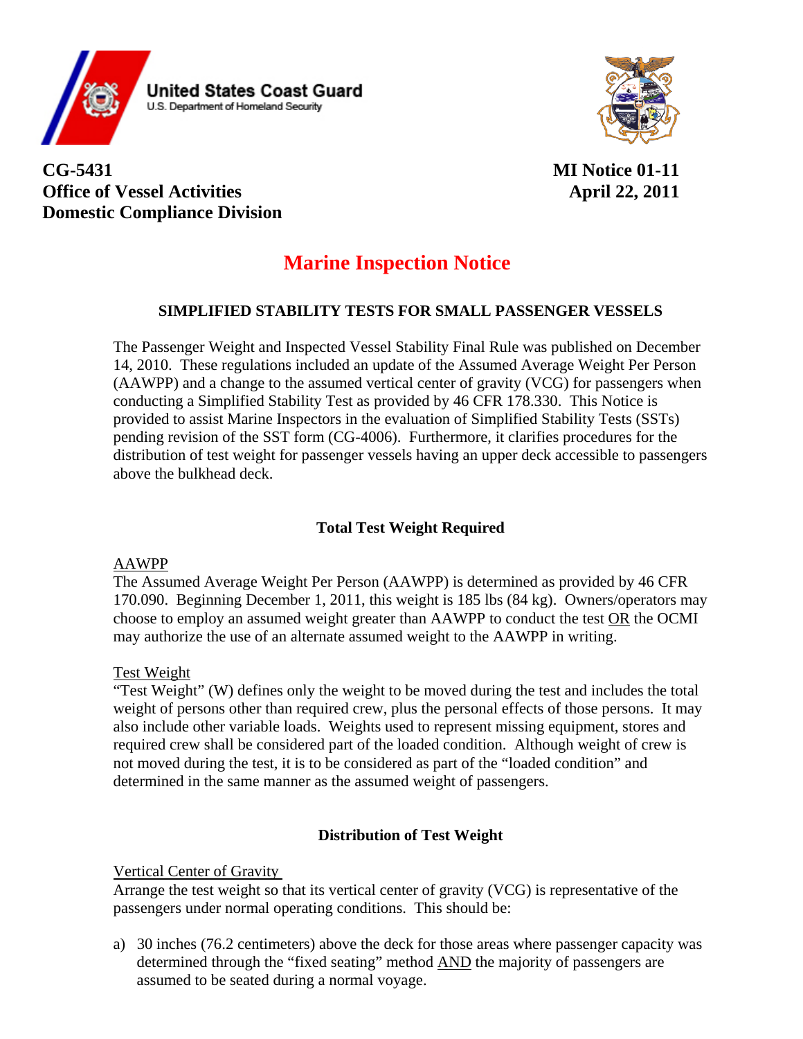United States Coast Guard
U.S. Department of Homeland Security

**CG-5431**
**Office of Vessel Activities**
**Domestic Compliance Division**

**MI Notice 01-11**
**April 22, 2011**

# Marine Inspection Notice

## SIMPLIFIED STABILITY TESTS FOR SMALL PASSENGER VESSELS

The Passenger Weight and Inspected Vessel Stability Final Rule was published on December 14, 2010. These regulations included an update of the Assumed Average Weight Per Person (AAWPP) and a change to the assumed vertical center of gravity (VCG) for passengers when conducting a Simplified Stability Test as provided by 46 CFR 178.330. This Notice is provided to assist Marine Inspectors in the evaluation of Simplified Stability Tests (SSTs) pending revision of the SST form (CG-4006). Furthermore, it clarifies procedures for the distribution of test weight for passenger vessels having an upper deck accessible to passengers above the bulkhead deck.

### Total Test Weight Required

AAWPP
The Assumed Average Weight Per Person (AAWPP) is determined as provided by 46 CFR 170.090. Beginning December 1, 2011, this weight is 185 lbs (84 kg). Owners/operators may choose to employ an assumed weight greater than AAWPP to conduct the test OR the OCMI may authorize the use of an alternate assumed weight to the AAWPP in writing.

Test Weight
"Test Weight" (W) defines only the weight to be moved during the test and includes the total weight of persons other than required crew, plus the personal effects of those persons. It may also include other variable loads. Weights used to represent missing equipment, stores and required crew shall be considered part of the loaded condition. Although weight of crew is not moved during the test, it is to be considered as part of the "loaded condition" and determined in the same manner as the assumed weight of passengers.

### Distribution of Test Weight

Vertical Center of Gravity
Arrange the test weight so that its vertical center of gravity (VCG) is representative of the passengers under normal operating conditions. This should be:

a) 30 inches (76.2 centimeters) above the deck for those areas where passenger capacity was determined through the "fixed seating" method AND the majority of passengers are assumed to be seated during a normal voyage.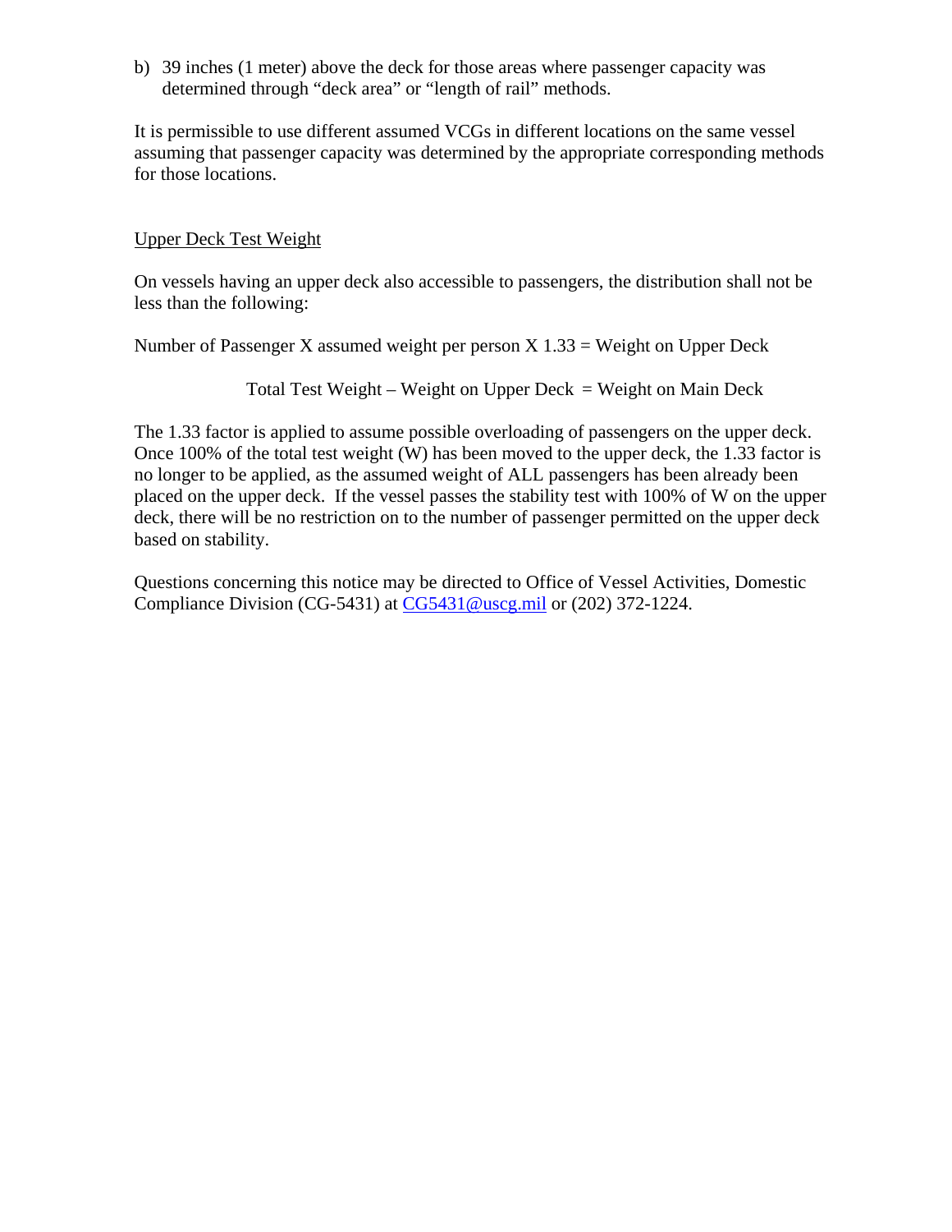b) 39 inches (1 meter) above the deck for those areas where passenger capacity was determined through "deck area" or "length of rail" methods.

It is permissible to use different assumed VCGs in different locations on the same vessel assuming that passenger capacity was determined by the appropriate corresponding methods for those locations.

<u>Upper Deck Test Weight</u>

On vessels having an upper deck also accessible to passengers, the distribution shall not be less than the following:

Number of Passenger X assumed weight per person X 1.33 = Weight on Upper Deck

Total Test Weight – Weight on Upper Deck = Weight on Main Deck

The 1.33 factor is applied to assume possible overloading of passengers on the upper deck. Once 100% of the total test weight (W) has been moved to the upper deck, the 1.33 factor is no longer to be applied, as the assumed weight of ALL passengers has been already been placed on the upper deck. If the vessel passes the stability test with 100% of W on the upper deck, there will be no restriction on to the number of passenger permitted on the upper deck based on stability.

Questions concerning this notice may be directed to Office of Vessel Activities, Domestic Compliance Division (CG-5431) at CG5431@uscg.mil or (202) 372-1224.